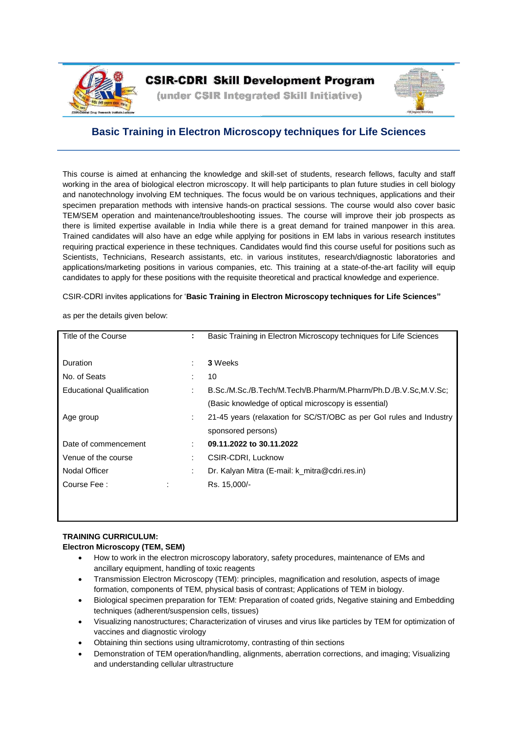# CSIR-CDRI Skill Development Program

(under CSIR Integrated Skill Initiative)

## Basic Training in Electron Microscopy techniques for Life Sciences

This course is aimed at enhancing the knowledge and skill-set of students, research fellows, faculty and staff working in the area of biological electron microscopy. It will help participants to plan future studies in cell biology and nanotechnology involving EM techniques. The focus would be on various techniques, applications and their specimen preparation methods with intensive hands-on practical sessions. The course would also cover basic TEM/SEM operation and maintenance/troubleshooting issues. The course will improve their job prospects as there is limited expertise available in India while there is a great demand for trained manpower in this area. Trained candidates will also have an edge while applying for positions in EM labs in various research institutes requiring practical experience in these techniques. Candidates would find this course useful for positions such as Scientists, Technicians, Research assistants, etc. in various institutes, research/diagnostic laboratories and applications/marketing positions in various companies, etc. This training at a state-of-the-art facility will equip candidates to apply for these positions with the requisite theoretical and practical knowledge and experience.

CSIR-CDRI invites applications for '**Basic Training in Electron Microscopy techniques for Life Sciences"**

as per the details given below:

| | | |
|---|---|---|
| Title of the Course | **:** | Basic Training in Electron Microscopy techniques for Life Sciences |
| Duration | : | **3** Weeks |
| No. of Seats | : | 10 |
| Educational Qualification | : | B.Sc./M.Sc./B.Tech/M.Tech/B.Pharm/M.Pharm/Ph.D./B.V.Sc,M.V.Sc; (Basic knowledge of optical microscopy is essential) |
| Age group | : | 21-45 years (relaxation for SC/ST/OBC as per GoI rules and Industry sponsored persons) |
| Date of commencement | : | **09.11.2022 to 30.11.2022** |
| Venue of the course | : | CSIR-CDRI, Lucknow |
| Nodal Officer | : | Dr. Kalyan Mitra (E-mail: k_mitra@cdri.res.in) |
| Course Fee : | : | Rs. 15,000/- |

**TRAINING CURRICULUM:**

**Electron Microscopy (TEM, SEM)**

- How to work in the electron microscopy laboratory, safety procedures, maintenance of EMs and ancillary equipment, handling of toxic reagents
- Transmission Electron Microscopy (TEM): principles, magnification and resolution, aspects of image formation, components of TEM, physical basis of contrast; Applications of TEM in biology.
- Biological specimen preparation for TEM: Preparation of coated grids, Negative staining and Embedding techniques (adherent/suspension cells, tissues)
- Visualizing nanostructures; Characterization of viruses and virus like particles by TEM for optimization of vaccines and diagnostic virology
- Obtaining thin sections using ultramicrotomy, contrasting of thin sections
- Demonstration of TEM operation/handling, alignments, aberration corrections, and imaging; Visualizing and understanding cellular ultrastructure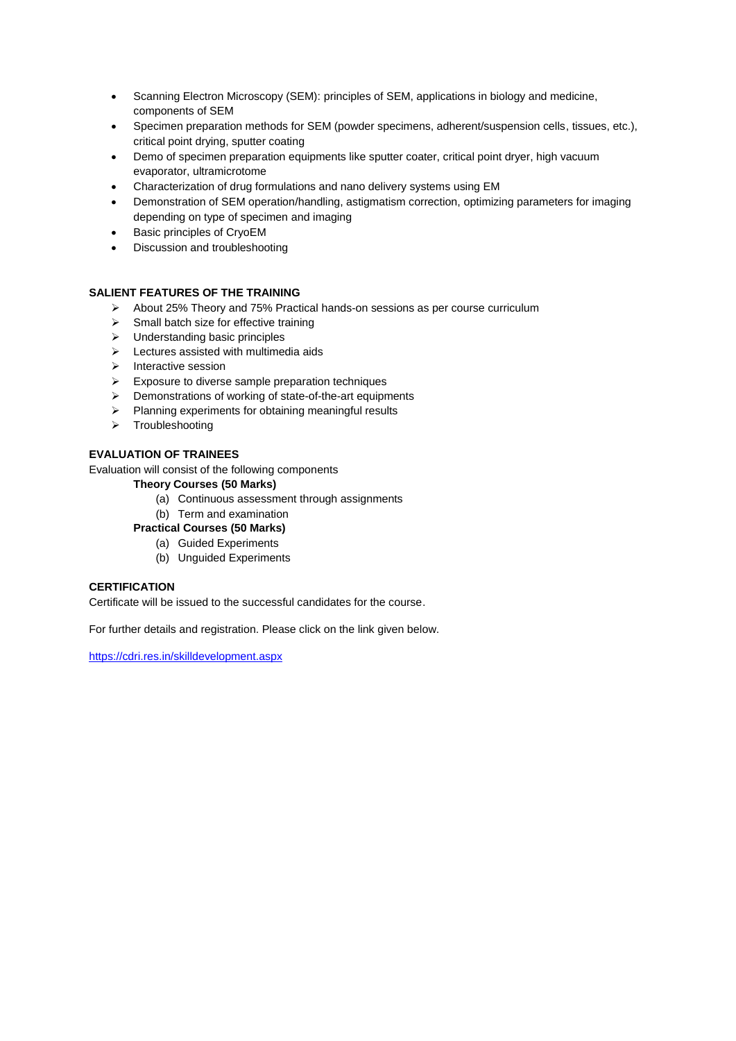- Scanning Electron Microscopy (SEM): principles of SEM, applications in biology and medicine, components of SEM
- Specimen preparation methods for SEM (powder specimens, adherent/suspension cells, tissues, etc.), critical point drying, sputter coating
- Demo of specimen preparation equipments like sputter coater, critical point dryer, high vacuum evaporator, ultramicrotome
- Characterization of drug formulations and nano delivery systems using EM
- Demonstration of SEM operation/handling, astigmatism correction, optimizing parameters for imaging depending on type of specimen and imaging
- Basic principles of CryoEM
- Discussion and troubleshooting

**SALIENT FEATURES OF THE TRAINING**

- About 25% Theory and 75% Practical hands-on sessions as per course curriculum
- Small batch size for effective training
- Understanding basic principles
- Lectures assisted with multimedia aids
- Interactive session
- Exposure to diverse sample preparation techniques
- Demonstrations of working of state-of-the-art equipments
- Planning experiments for obtaining meaningful results
- Troubleshooting

**EVALUATION OF TRAINEES**

Evaluation will consist of the following components

**Theory Courses (50 Marks)**

(a) Continuous assessment through assignments
(b) Term and examination

**Practical Courses (50 Marks)**

(a) Guided Experiments
(b) Unguided Experiments

**CERTIFICATION**

Certificate will be issued to the successful candidates for the course.

For further details and registration. Please click on the link given below.

https://cdri.res.in/skilldevelopment.aspx